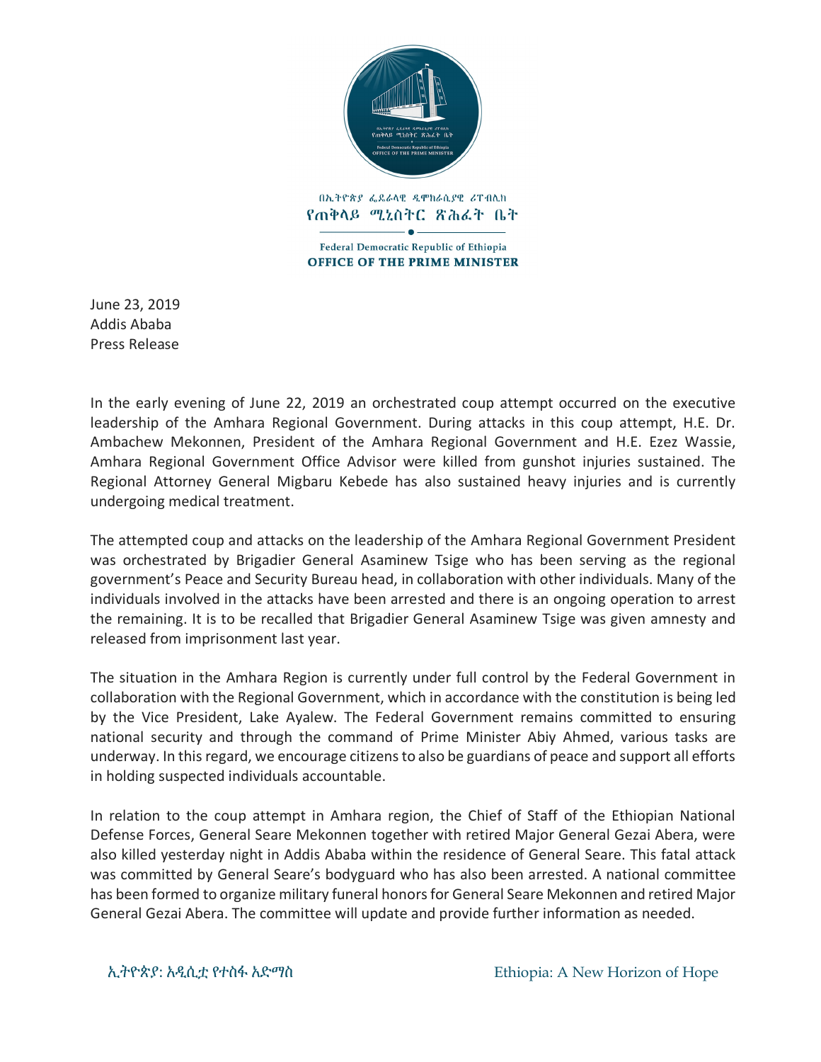በኢትዮጵያ ፌደራላዊ ዲሞክራሲያዊ ሪፐብሊክ
የጠቅላይ ሚኒስትር ጽሕፈት ቤት

Federal Democratic Republic of Ethiopia
**OFFICE OF THE PRIME MINISTER**

June 23, 2019
Addis Ababa
Press Release

In the early evening of June 22, 2019 an orchestrated coup attempt occurred on the executive leadership of the Amhara Regional Government. During attacks in this coup attempt, H.E. Dr. Ambachew Mekonnen, President of the Amhara Regional Government and H.E. Ezez Wassie, Amhara Regional Government Office Advisor were killed from gunshot injuries sustained. The Regional Attorney General Migbaru Kebede has also sustained heavy injuries and is currently undergoing medical treatment.

The attempted coup and attacks on the leadership of the Amhara Regional Government President was orchestrated by Brigadier General Asaminew Tsige who has been serving as the regional government's Peace and Security Bureau head, in collaboration with other individuals. Many of the individuals involved in the attacks have been arrested and there is an ongoing operation to arrest the remaining. It is to be recalled that Brigadier General Asaminew Tsige was given amnesty and released from imprisonment last year.

The situation in the Amhara Region is currently under full control by the Federal Government in collaboration with the Regional Government, which in accordance with the constitution is being led by the Vice President, Lake Ayalew. The Federal Government remains committed to ensuring national security and through the command of Prime Minister Abiy Ahmed, various tasks are underway. In this regard, we encourage citizens to also be guardians of peace and support all efforts in holding suspected individuals accountable.

In relation to the coup attempt in Amhara region, the Chief of Staff of the Ethiopian National Defense Forces, General Seare Mekonnen together with retired Major General Gezai Abera, were also killed yesterday night in Addis Ababa within the residence of General Seare. This fatal attack was committed by General Seare's bodyguard who has also been arrested. A national committee has been formed to organize military funeral honors for General Seare Mekonnen and retired Major General Gezai Abera. The committee will update and provide further information as needed.

ኢትዮጵያ: አዲሲቷ የተስፋ አድማስ — Ethiopia: A New Horizon of Hope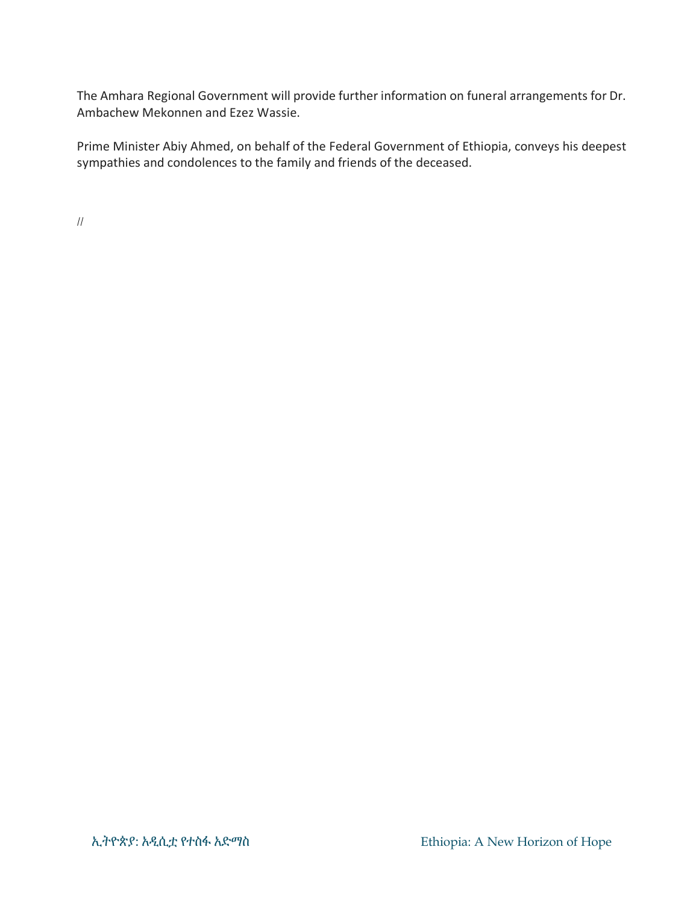The Amhara Regional Government will provide further information on funeral arrangements for Dr. Ambachew Mekonnen and Ezez Wassie.

Prime Minister Abiy Ahmed, on behalf of the Federal Government of Ethiopia, conveys his deepest sympathies and condolences to the family and friends of the deceased.

//